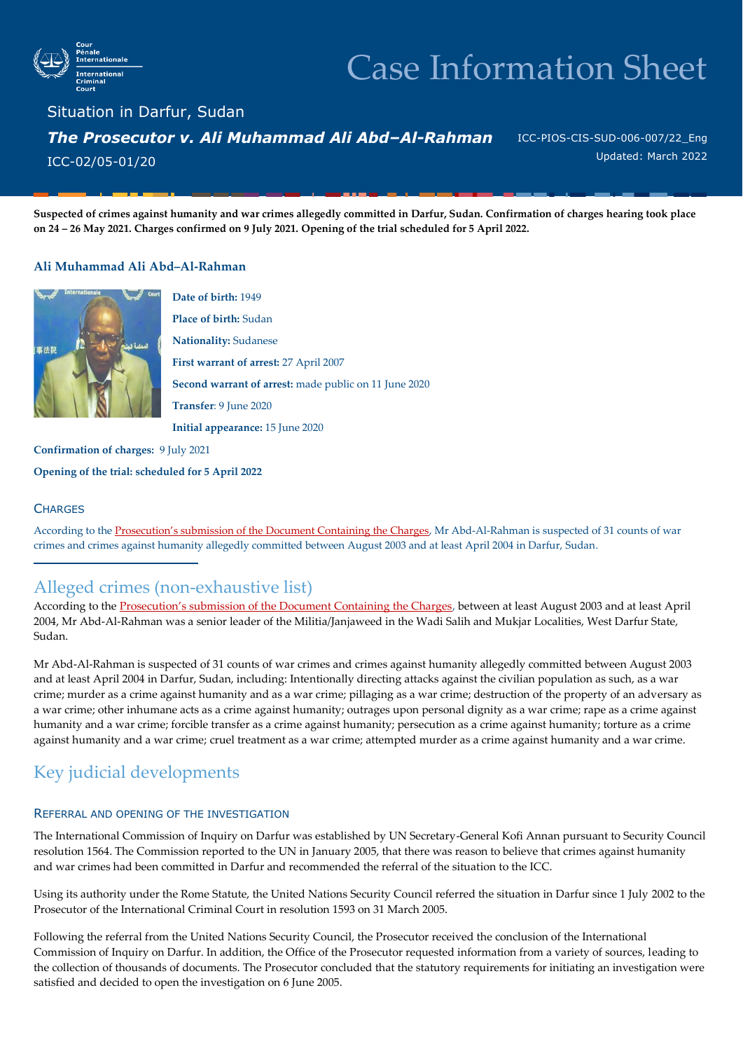# Case Information Sheet

Situation in Darfur, Sudan

***The Prosecutor v. Ali Muhammad Ali Abd–Al-Rahman***

ICC-02/05-01/20

ICC-PIOS-CIS-SUD-006-007/22_Eng

Updated: March 2022

**Suspected of crimes against humanity and war crimes allegedly committed in Darfur, Sudan. Confirmation of charges hearing took place on 24 – 26 May 2021. Charges confirmed on 9 July 2021. Opening of the trial scheduled for 5 April 2022.**

### Ali Muhammad Ali Abd–Al-Rahman

**Date of birth:** 1949

**Place of birth:** Sudan

**Nationality:** Sudanese

**First warrant of arrest:** 27 April 2007

**Second warrant of arrest:** made public on 11 June 2020

**Transfer**: 9 June 2020

**Initial appearance:** 15 June 2020

**Confirmation of charges:** 9 July 2021

**Opening of the trial: scheduled for 5 April 2022**

### CHARGES

According to the Prosecution's submission of the Document Containing the Charges, Mr Abd-Al-Rahman is suspected of 31 counts of war crimes and crimes against humanity allegedly committed between August 2003 and at least April 2004 in Darfur, Sudan.

## Alleged crimes (non-exhaustive list)

According to the Prosecution's submission of the Document Containing the Charges, between at least August 2003 and at least April 2004, Mr Abd-Al-Rahman was a senior leader of the Militia/Janjaweed in the Wadi Salih and Mukjar Localities, West Darfur State, Sudan.

Mr Abd-Al-Rahman is suspected of 31 counts of war crimes and crimes against humanity allegedly committed between August 2003 and at least April 2004 in Darfur, Sudan, including: Intentionally directing attacks against the civilian population as such, as a war crime; murder as a crime against humanity and as a war crime; pillaging as a war crime; destruction of the property of an adversary as a war crime; other inhumane acts as a crime against humanity; outrages upon personal dignity as a war crime; rape as a crime against humanity and a war crime; forcible transfer as a crime against humanity; persecution as a crime against humanity; torture as a crime against humanity and a war crime; cruel treatment as a war crime; attempted murder as a crime against humanity and a war crime.

## Key judicial developments

### REFERRAL AND OPENING OF THE INVESTIGATION

The International Commission of Inquiry on Darfur was established by UN Secretary-General Kofi Annan pursuant to Security Council resolution 1564. The Commission reported to the UN in January 2005, that there was reason to believe that crimes against humanity and war crimes had been committed in Darfur and recommended the referral of the situation to the ICC.

Using its authority under the Rome Statute, the United Nations Security Council referred the situation in Darfur since 1 July 2002 to the Prosecutor of the International Criminal Court in resolution 1593 on 31 March 2005.

Following the referral from the United Nations Security Council, the Prosecutor received the conclusion of the International Commission of Inquiry on Darfur. In addition, the Office of the Prosecutor requested information from a variety of sources, leading to the collection of thousands of documents. The Prosecutor concluded that the statutory requirements for initiating an investigation were satisfied and decided to open the investigation on 6 June 2005.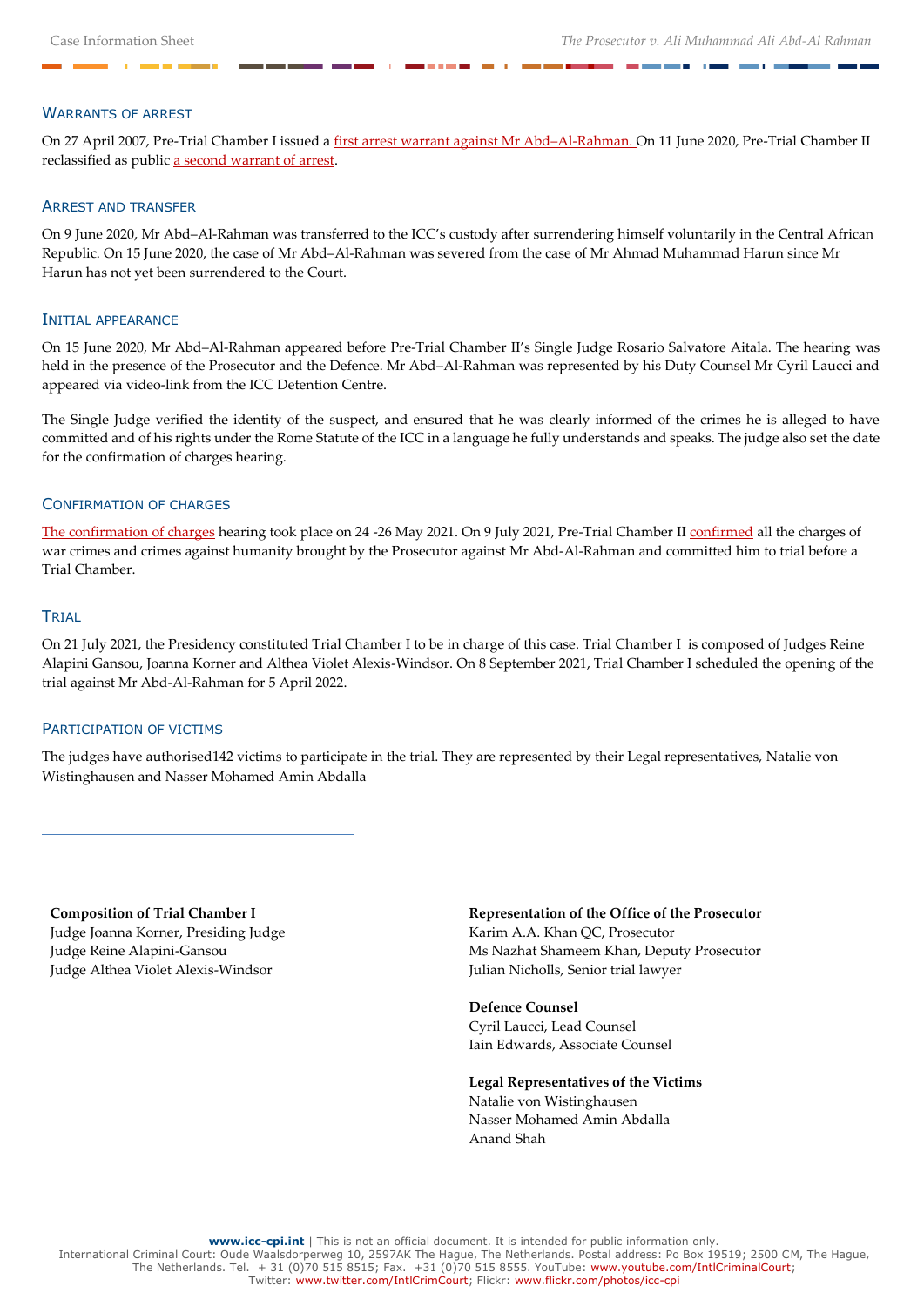## WARRANTS OF ARREST

On 27 April 2007, Pre-Trial Chamber I issued a first arrest warrant against Mr Abd–Al-Rahman. On 11 June 2020, Pre-Trial Chamber II reclassified as public a second warrant of arrest.

## ARREST AND TRANSFER

On 9 June 2020, Mr Abd–Al-Rahman was transferred to the ICC's custody after surrendering himself voluntarily in the Central African Republic. On 15 June 2020, the case of Mr Abd–Al-Rahman was severed from the case of Mr Ahmad Muhammad Harun since Mr Harun has not yet been surrendered to the Court.

## INITIAL APPEARANCE

On 15 June 2020, Mr Abd–Al-Rahman appeared before Pre-Trial Chamber II's Single Judge Rosario Salvatore Aitala. The hearing was held in the presence of the Prosecutor and the Defence. Mr Abd–Al-Rahman was represented by his Duty Counsel Mr Cyril Laucci and appeared via video-link from the ICC Detention Centre.

The Single Judge verified the identity of the suspect, and ensured that he was clearly informed of the crimes he is alleged to have committed and of his rights under the Rome Statute of the ICC in a language he fully understands and speaks. The judge also set the date for the confirmation of charges hearing.

## CONFIRMATION OF CHARGES

The confirmation of charges hearing took place on 24 -26 May 2021. On 9 July 2021, Pre-Trial Chamber II confirmed all the charges of war crimes and crimes against humanity brought by the Prosecutor against Mr Abd-Al-Rahman and committed him to trial before a Trial Chamber.

## TRIAL

On 21 July 2021, the Presidency constituted Trial Chamber I to be in charge of this case. Trial Chamber I is composed of Judges Reine Alapini Gansou, Joanna Korner and Althea Violet Alexis-Windsor. On 8 September 2021, Trial Chamber I scheduled the opening of the trial against Mr Abd-Al-Rahman for 5 April 2022.

## PARTICIPATION OF VICTIMS

The judges have authorised142 victims to participate in the trial. They are represented by their Legal representatives, Natalie von Wistinghausen and Nasser Mohamed Amin Abdalla

---

**Composition of Trial Chamber I**
Judge Joanna Korner, Presiding Judge
Judge Reine Alapini-Gansou
Judge Althea Violet Alexis-Windsor

**Representation of the Office of the Prosecutor**
Karim A.A. Khan QC, Prosecutor
Ms Nazhat Shameem Khan, Deputy Prosecutor
Julian Nicholls, Senior trial lawyer

**Defence Counsel**
Cyril Laucci, Lead Counsel
Iain Edwards, Associate Counsel

**Legal Representatives of the Victims**
Natalie von Wistinghausen
Nasser Mohamed Amin Abdalla
Anand Shah